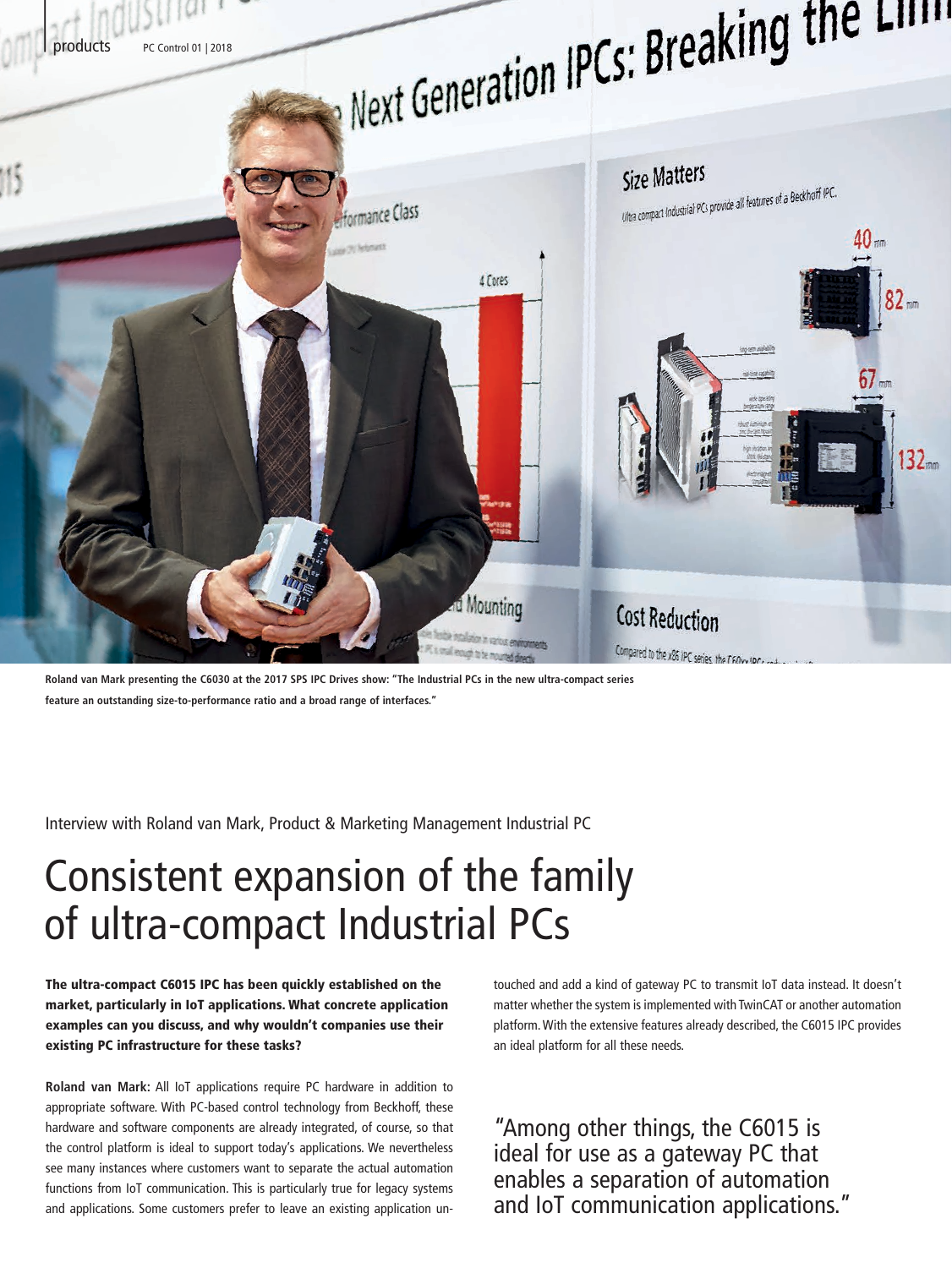Roland van Mark presenting the C6030 at the 2017 SPS IPC Drives show: "The Industrial PCs in the new ultra-compact series feature an outstanding size-to-performance ratio and a broad range of interfaces."

Interview with Roland van Mark, Product & Marketing Management Industrial PC

# Consistent expansion of the family of ultra-compact Industrial PCs

**The ultra-compact C6015 IPC has been quickly established on the market, particularly in IoT applications. What concrete application examples can you discuss, and why wouldn't companies use their existing PC infrastructure for these tasks?**

**Roland van Mark:** All IoT applications require PC hardware in addition to appropriate software. With PC-based control technology from Beckhoff, these hardware and software components are already integrated, of course, so that the control platform is ideal to support today's applications. We nevertheless see many instances where customers want to separate the actual automation functions from IoT communication. This is particularly true for legacy systems and applications. Some customers prefer to leave an existing application untouched and add a kind of gateway PC to transmit IoT data instead. It doesn't matter whether the system is implemented with TwinCAT or another automation platform. With the extensive features already described, the C6015 IPC provides an ideal platform for all these needs.

"Among other things, the C6015 is ideal for use as a gateway PC that enables a separation of automation and IoT communication applications."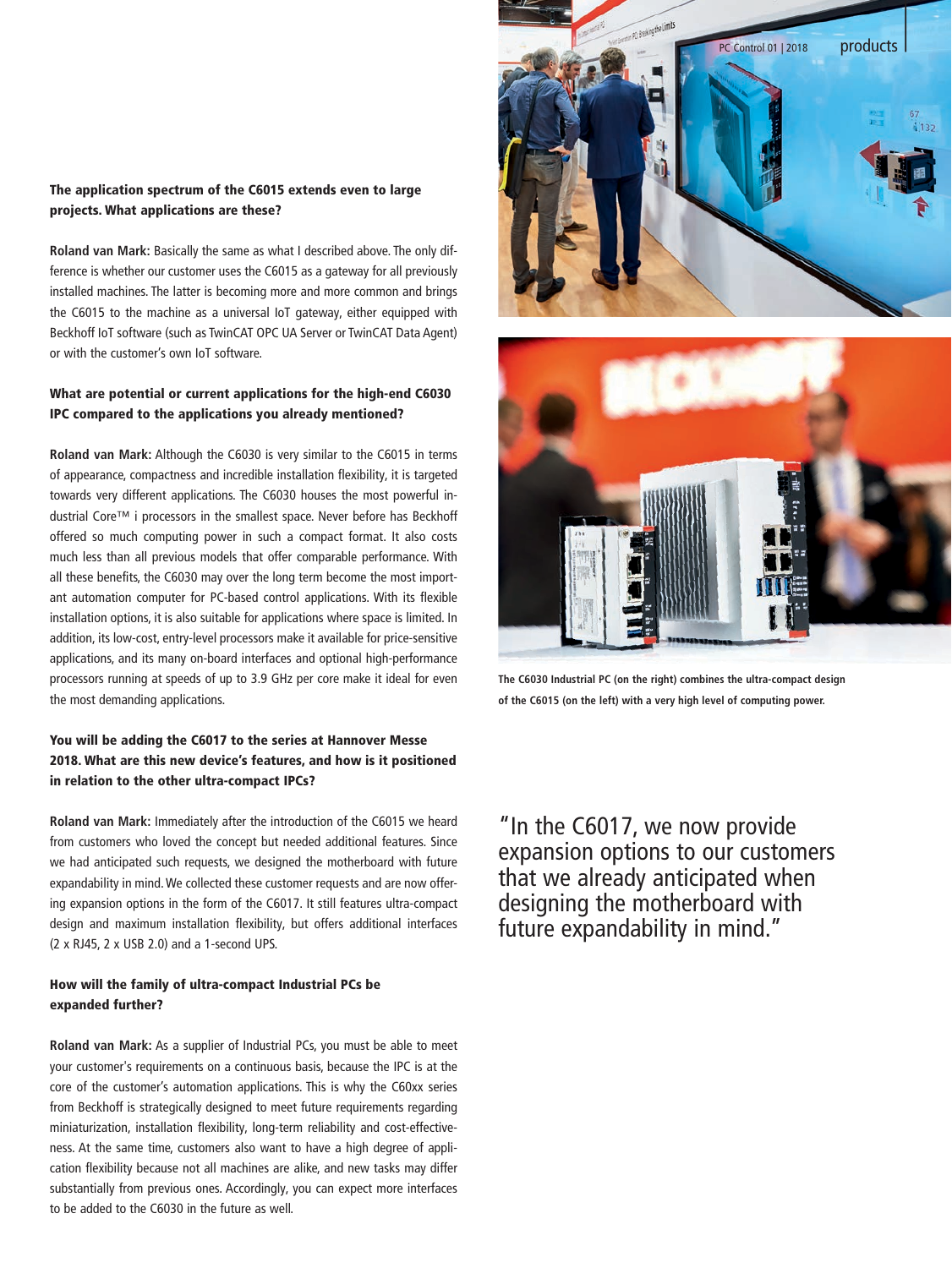**The application spectrum of the C6015 extends even to large projects. What applications are these?**

**Roland van Mark:** Basically the same as what I described above. The only difference is whether our customer uses the C6015 as a gateway for all previously installed machines. The latter is becoming more and more common and brings the C6015 to the machine as a universal IoT gateway, either equipped with Beckhoff IoT software (such as TwinCAT OPC UA Server or TwinCAT Data Agent) or with the customer's own IoT software.

**What are potential or current applications for the high-end C6030 IPC compared to the applications you already mentioned?**

**Roland van Mark:** Although the C6030 is very similar to the C6015 in terms of appearance, compactness and incredible installation flexibility, it is targeted towards very different applications. The C6030 houses the most powerful industrial Core™ i processors in the smallest space. Never before has Beckhoff offered so much computing power in such a compact format. It also costs much less than all previous models that offer comparable performance. With all these benefits, the C6030 may over the long term become the most important automation computer for PC-based control applications. With its flexible installation options, it is also suitable for applications where space is limited. In addition, its low-cost, entry-level processors make it available for price-sensitive applications, and its many on-board interfaces and optional high-performance processors running at speeds of up to 3.9 GHz per core make it ideal for even the most demanding applications.

**You will be adding the C6017 to the series at Hannover Messe 2018. What are this new device's features, and how is it positioned in relation to the other ultra-compact IPCs?**

**Roland van Mark:** Immediately after the introduction of the C6015 we heard from customers who loved the concept but needed additional features. Since we had anticipated such requests, we designed the motherboard with future expandability in mind. We collected these customer requests and are now offering expansion options in the form of the C6017. It still features ultra-compact design and maximum installation flexibility, but offers additional interfaces (2 x RJ45, 2 x USB 2.0) and a 1-second UPS.

**How will the family of ultra-compact Industrial PCs be expanded further?**

**Roland van Mark:** As a supplier of Industrial PCs, you must be able to meet your customer's requirements on a continuous basis, because the IPC is at the core of the customer's automation applications. This is why the C60xx series from Beckhoff is strategically designed to meet future requirements regarding miniaturization, installation flexibility, long-term reliability and cost-effectiveness. At the same time, customers also want to have a high degree of application flexibility because not all machines are alike, and new tasks may differ substantially from previous ones. Accordingly, you can expect more interfaces to be added to the C6030 in the future as well.

**The C6030 Industrial PC (on the right) combines the ultra-compact design of the C6015 (on the left) with a very high level of computing power.**

"In the C6017, we now provide expansion options to our customers that we already anticipated when designing the motherboard with future expandability in mind."